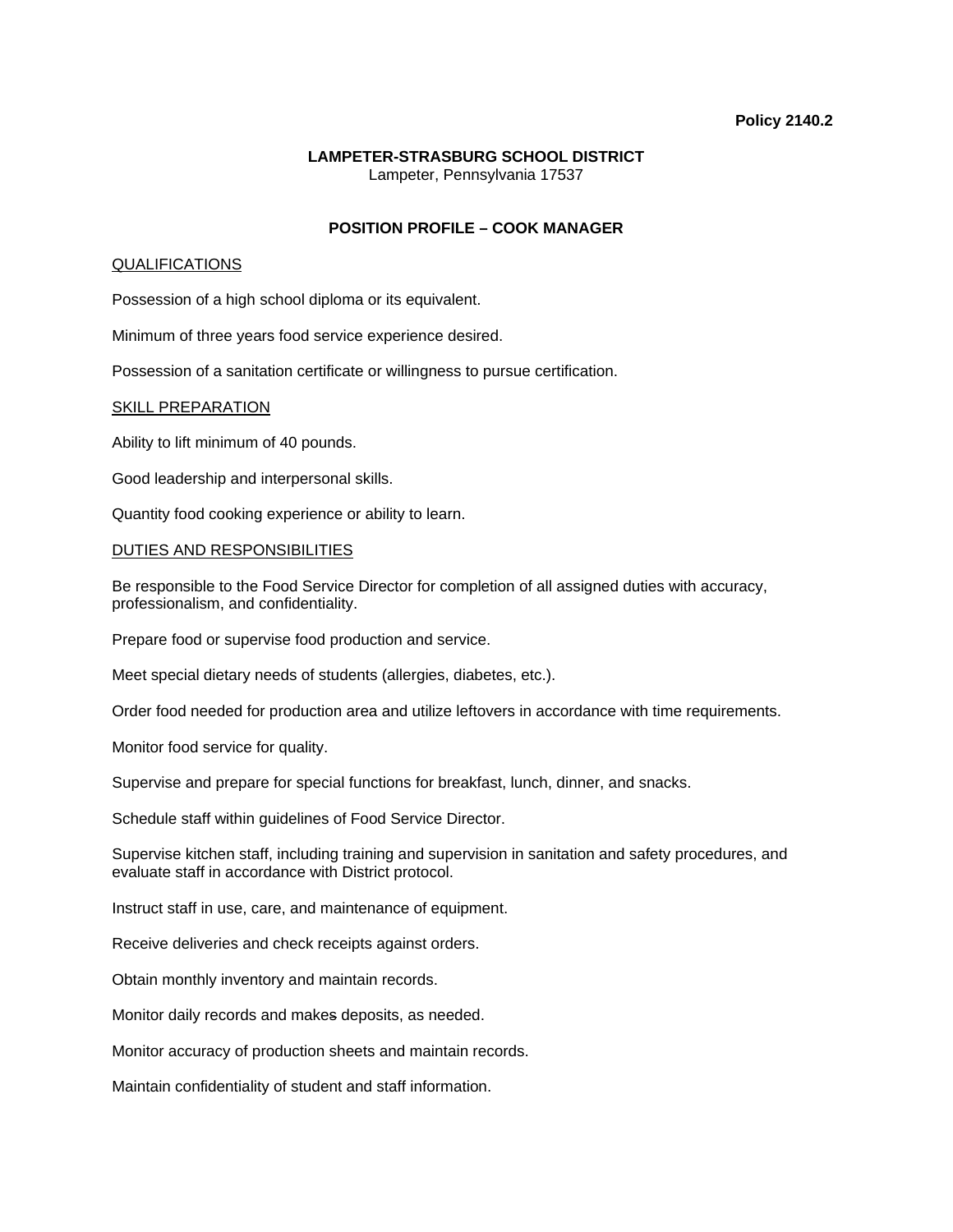**Policy 2140.2**

**LAMPETER-STRASBURG SCHOOL DISTRICT**
Lampeter, Pennsylvania 17537

# POSITION PROFILE – COOK MANAGER

## QUALIFICATIONS

Possession of a high school diploma or its equivalent.

Minimum of three years food service experience desired.

Possession of a sanitation certificate or willingness to pursue certification.

## SKILL PREPARATION

Ability to lift minimum of 40 pounds.

Good leadership and interpersonal skills.

Quantity food cooking experience or ability to learn.

## DUTIES AND RESPONSIBILITIES

Be responsible to the Food Service Director for completion of all assigned duties with accuracy, professionalism, and confidentiality.

Prepare food or supervise food production and service.

Meet special dietary needs of students (allergies, diabetes, etc.).

Order food needed for production area and utilize leftovers in accordance with time requirements.

Monitor food service for quality.

Supervise and prepare for special functions for breakfast, lunch, dinner, and snacks.

Schedule staff within guidelines of Food Service Director.

Supervise kitchen staff, including training and supervision in sanitation and safety procedures, and evaluate staff in accordance with District protocol.

Instruct staff in use, care, and maintenance of equipment.

Receive deliveries and check receipts against orders.

Obtain monthly inventory and maintain records.

Monitor daily records and makes deposits, as needed.

Monitor accuracy of production sheets and maintain records.

Maintain confidentiality of student and staff information.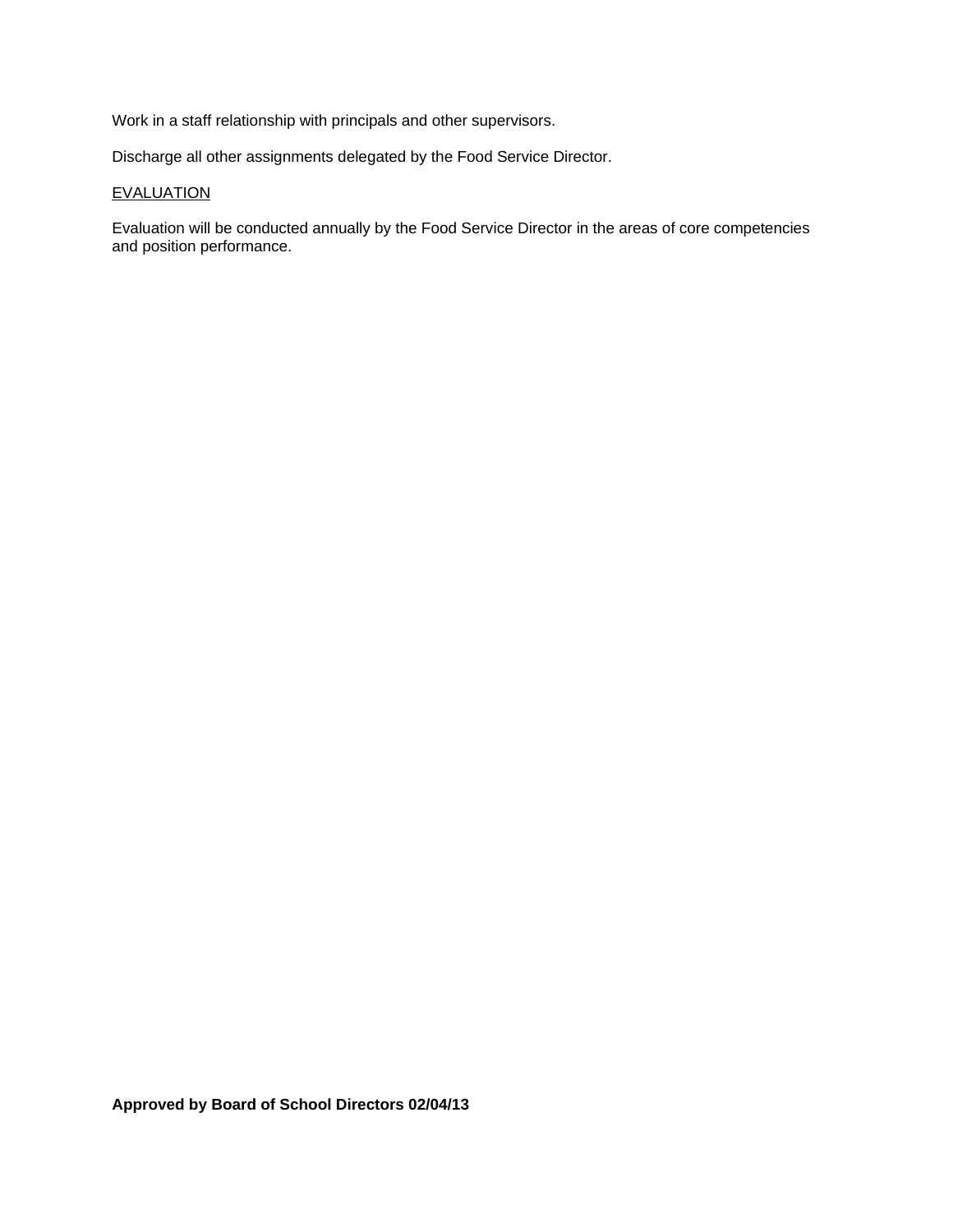Work in a staff relationship with principals and other supervisors.

Discharge all other assignments delegated by the Food Service Director.

EVALUATION

Evaluation will be conducted annually by the Food Service Director in the areas of core competencies and position performance.

**Approved by Board of School Directors 02/04/13**